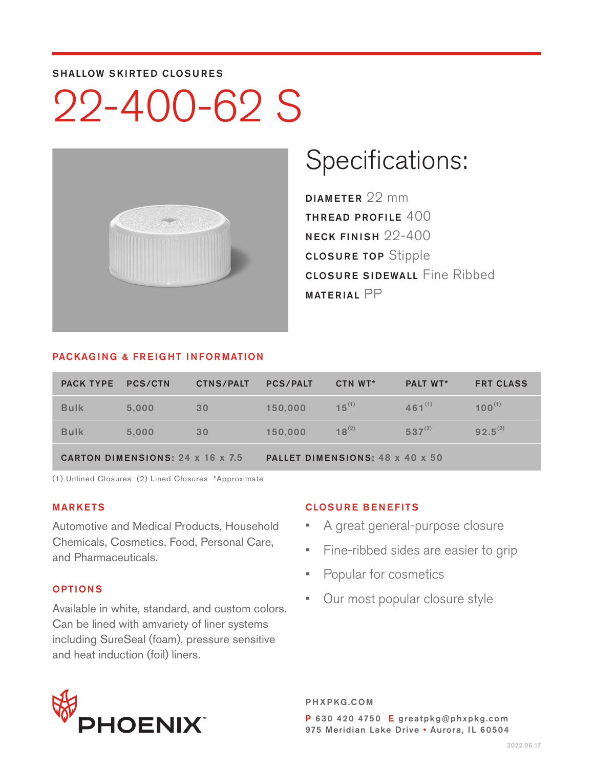SHALLOW SKIRTED CLOSURES

# 22-400-62 S

## Specifications:

**DIAMETER** 22 mm
**THREAD PROFILE** 400
**NECK FINISH** 22-400
**CLOSURE TOP** Stipple
**CLOSURE SIDEWALL** Fine Ribbed
**MATERIAL** PP

### PACKAGING & FREIGHT INFORMATION

| PACK TYPE | PCS/CTN | CTNS/PALT | PCS/PALT | CTN WT* | PALT WT* | FRT CLASS |
|---|---|---|---|---|---|---|
| Bulk | 5,000 | 30 | 150,000 | 15 (1) | 461 (1) | 100 (1) |
| Bulk | 5,000 | 30 | 150,000 | 18 (2) | 537 (2) | 92.5 (2) |
| **CARTON DIMENSIONS:** 24 x 16 x 7.5 | | | **PALLET DIMENSIONS:** 48 x 40 x 50 | | | |

(1) Unlined Closures (2) Lined Closures *Approximate

### MARKETS

Automotive and Medical Products, Household Chemicals, Cosmetics, Food, Personal Care, and Pharmaceuticals.

### OPTIONS

Available in white, standard, and custom colors. Can be lined with amvariety of liner systems including SureSeal (foam), pressure sensitive and heat induction (foil) liners.

### CLOSURE BENEFITS

- A great general-purpose closure
- Fine-ribbed sides are easier to grip
- Popular for cosmetics
- Our most popular closure style

PHOENIX™

PHXPKG.COM

P 630 420 4750 E greatpkg@phxpkg.com
975 Meridian Lake Drive ▪ Aurora, IL 60504

2022.06.17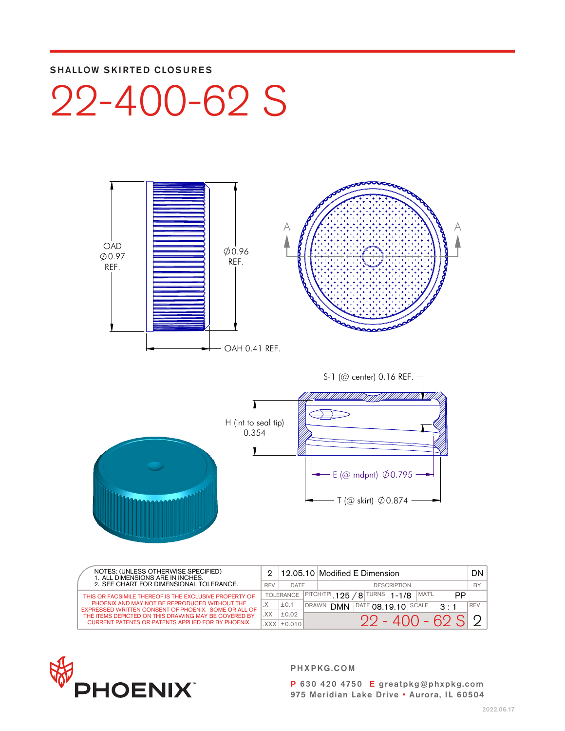SHALLOW SKIRTED CLOSURES

# 22-400-62 S

OAD
∅0.97
REF.

∅0.96
REF.

OAH 0.41 REF.

A A

S-1 (@ center) 0.16 REF.

H (int to seal tip)
0.354

E (@ mdpnt) ∅0.795

T (@ skirt) ∅0.874

NOTES: (UNLESS OTHERWISE SPECIFIED)
1. ALL DIMENSIONS ARE IN INCHES.
2. SEE CHART FOR DIMENSIONAL TOLERANCE.

THIS OR FACSIMILE THEREOF IS THE EXCLUSIVE PROPERTY OF PHOENIX AND MAY NOT BE REPRODUCED WITHOUT THE EXPRESSED WRITTEN CONSENT OF PHOENIX. SOME OR ALL OF THE ITEMS DEPICTED ON THIS DRAWING MAY BE COVERED BY CURRENT PATENTS OR PATENTS APPLIED FOR BY PHOENIX.

| REV | DATE | DESCRIPTION | BY |
|---|---|---|---|
| 2 | 12.05.10 | Modified E Dimension | DN |

| TOLERANCE | |
|---|---|
| .X | ±0.1 |
| .XX | ±0.02 |
| .XXX | ±0.010 |

PITCH/TPI .125 / 8 TURNS 1-1/8 MAT'L PP

DRAWN DMN DATE 08.19.10 SCALE 3 : 1 REV 2

22 - 400 - 62 S

PHOENIX™

PHXPKG.COM

P 630 420 4750 E greatpkg@phxpkg.com
975 Meridian Lake Drive ▪ Aurora, IL 60504

2022.06.17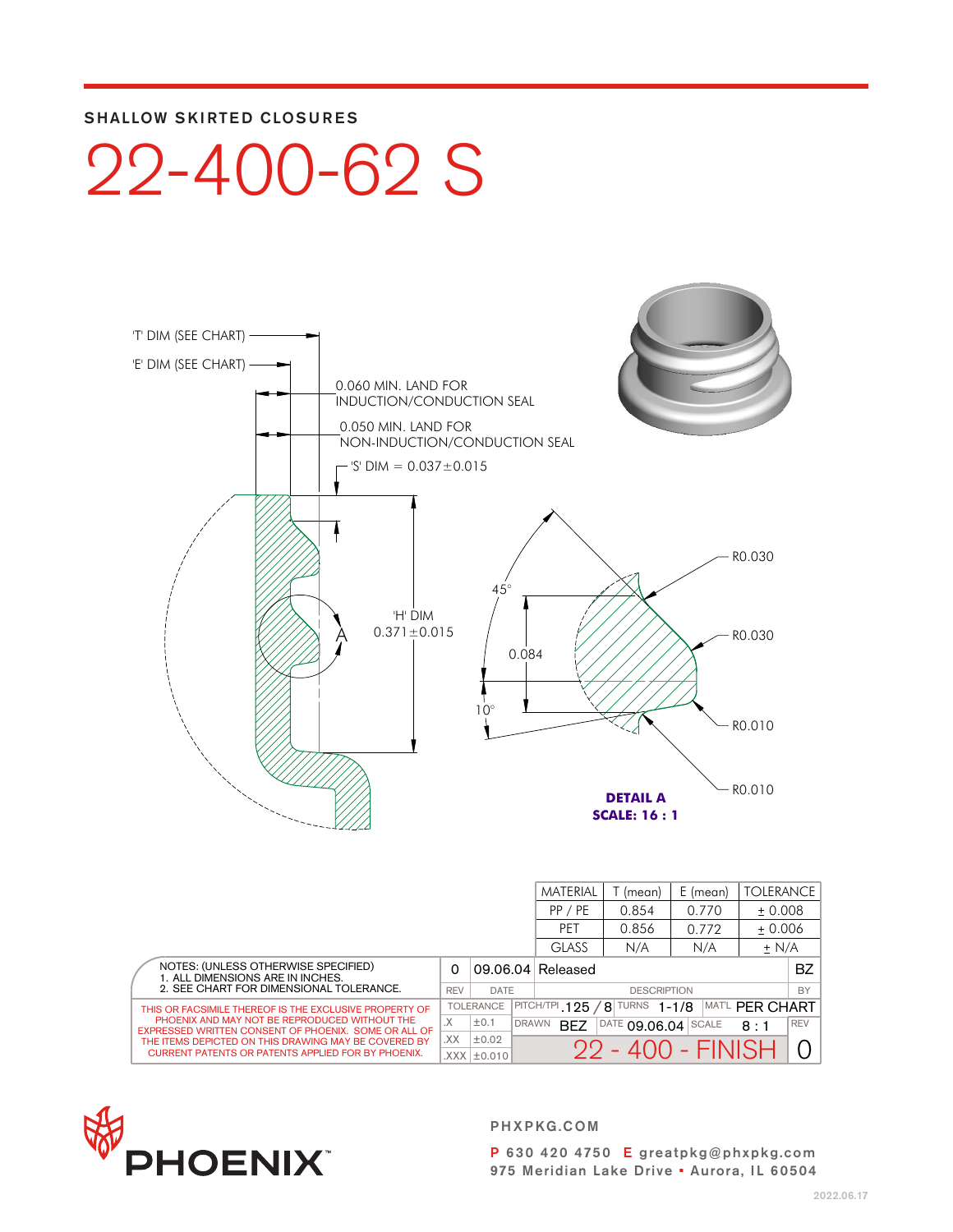SHALLOW SKIRTED CLOSURES

# 22-400-62 S

'T' DIM (SEE CHART)

'E' DIM (SEE CHART)

0.060 MIN. LAND FOR INDUCTION/CONDUCTION SEAL

0.050 MIN. LAND FOR NON-INDUCTION/CONDUCTION SEAL

'S' DIM = 0.037±0.015

'H' DIM 0.371±0.015

A

45°

0.084

10°

R0.030

R0.030

R0.010

R0.010

**DETAIL A**
**SCALE: 16 : 1**

| MATERIAL | T (mean) | E (mean) | TOLERANCE |
|---|---|---|---|
| PP / PE | 0.854 | 0.770 | ± 0.008 |
| PET | 0.856 | 0.772 | ± 0.006 |
| GLASS | N/A | N/A | ± N/A |

NOTES: (UNLESS OTHERWISE SPECIFIED)
1. ALL DIMENSIONS ARE IN INCHES.
2. SEE CHART FOR DIMENSIONAL TOLERANCE.

| REV | DATE | DESCRIPTION | BY |
|---|---|---|---|
| 0 | 09.06.04 | Released | BZ |

THIS OR FACSIMILE THEREOF IS THE EXCLUSIVE PROPERTY OF PHOENIX AND MAY NOT BE REPRODUCED WITHOUT THE EXPRESSED WRITTEN CONSENT OF PHOENIX. SOME OR ALL OF THE ITEMS DEPICTED ON THIS DRAWING MAY BE COVERED BY CURRENT PATENTS OR PATENTS APPLIED FOR BY PHOENIX.

| TOLERANCE | |
|---|---|
| .X | ±0.1 |
| .XX | ±0.02 |
| .XXX | ±0.010 |

PITCH/TPI .125 / 8 TURNS 1-1/8 MAT'L PER CHART

DRAWN BEZ DATE 09.06.04 SCALE 8 : 1 REV 0

22 - 400 - FINISH

PHOENIX™

PHXPKG.COM

P 630 420 4750 E greatpkg@phxpkg.com
975 Meridian Lake Drive ▪ Aurora, IL 60504

2022.06.17